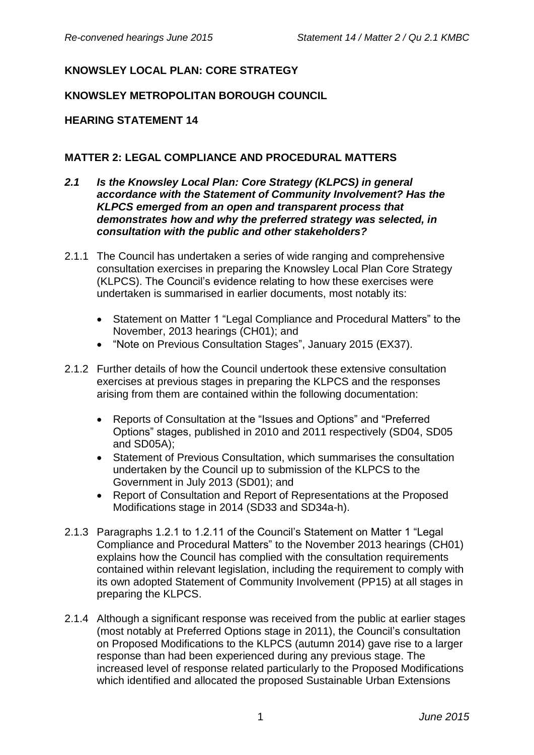**KNOWSLEY LOCAL PLAN: CORE STRATEGY**

**KNOWSLEY METROPOLITAN BOROUGH COUNCIL**

**HEARING STATEMENT 14**

**MATTER 2: LEGAL COMPLIANCE AND PROCEDURAL MATTERS**

***2.1 Is the Knowsley Local Plan: Core Strategy (KLPCS) in general accordance with the Statement of Community Involvement? Has the KLPCS emerged from an open and transparent process that demonstrates how and why the preferred strategy was selected, in consultation with the public and other stakeholders?***

2.1.1 The Council has undertaken a series of wide ranging and comprehensive consultation exercises in preparing the Knowsley Local Plan Core Strategy (KLPCS). The Council's evidence relating to how these exercises were undertaken is summarised in earlier documents, most notably its:

- Statement on Matter 1 "Legal Compliance and Procedural Matters" to the November, 2013 hearings (CH01); and
- "Note on Previous Consultation Stages", January 2015 (EX37).

2.1.2 Further details of how the Council undertook these extensive consultation exercises at previous stages in preparing the KLPCS and the responses arising from them are contained within the following documentation:

- Reports of Consultation at the "Issues and Options" and "Preferred Options" stages, published in 2010 and 2011 respectively (SD04, SD05 and SD05A);
- Statement of Previous Consultation, which summarises the consultation undertaken by the Council up to submission of the KLPCS to the Government in July 2013 (SD01); and
- Report of Consultation and Report of Representations at the Proposed Modifications stage in 2014 (SD33 and SD34a-h).

2.1.3 Paragraphs 1.2.1 to 1.2.11 of the Council's Statement on Matter 1 "Legal Compliance and Procedural Matters" to the November 2013 hearings (CH01) explains how the Council has complied with the consultation requirements contained within relevant legislation, including the requirement to comply with its own adopted Statement of Community Involvement (PP15) at all stages in preparing the KLPCS.

2.1.4 Although a significant response was received from the public at earlier stages (most notably at Preferred Options stage in 2011), the Council's consultation on Proposed Modifications to the KLPCS (autumn 2014) gave rise to a larger response than had been experienced during any previous stage. The increased level of response related particularly to the Proposed Modifications which identified and allocated the proposed Sustainable Urban Extensions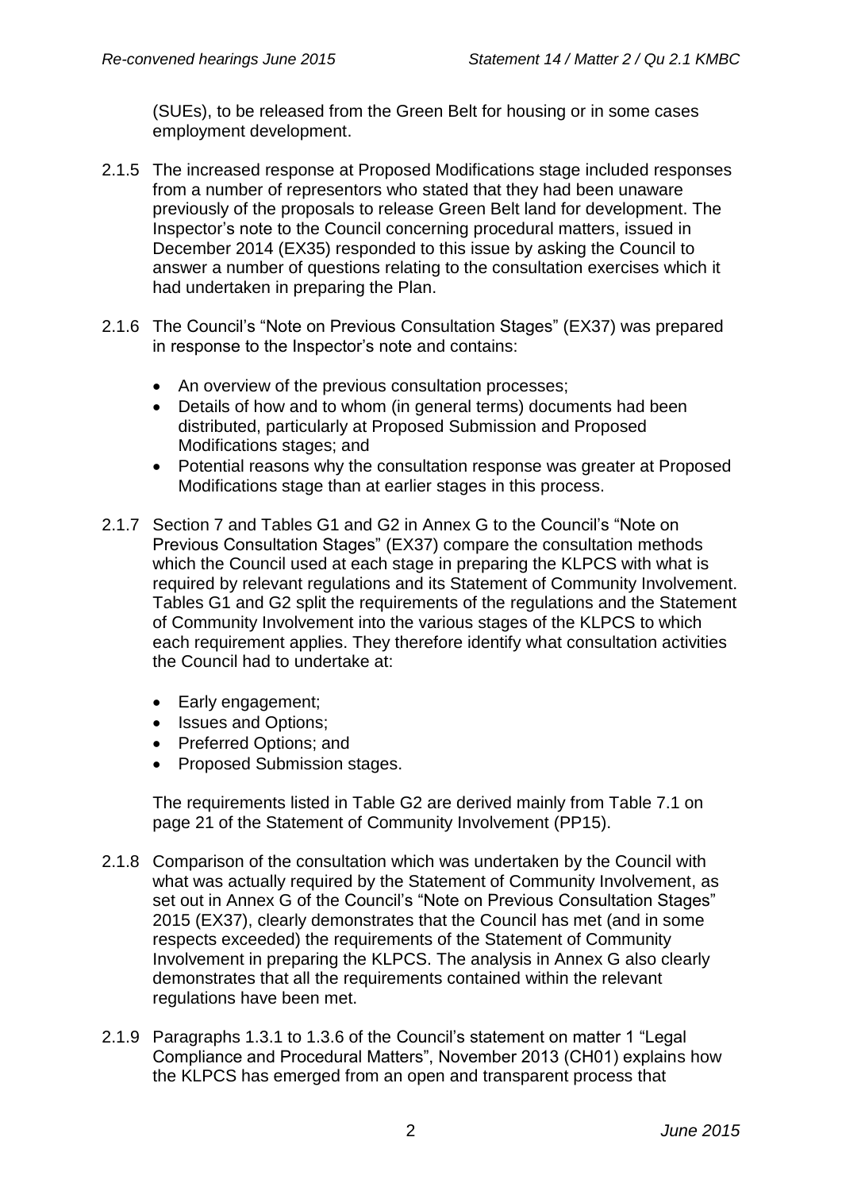(SUEs), to be released from the Green Belt for housing or in some cases employment development.

2.1.5 The increased response at Proposed Modifications stage included responses from a number of representors who stated that they had been unaware previously of the proposals to release Green Belt land for development. The Inspector's note to the Council concerning procedural matters, issued in December 2014 (EX35) responded to this issue by asking the Council to answer a number of questions relating to the consultation exercises which it had undertaken in preparing the Plan.

2.1.6 The Council's "Note on Previous Consultation Stages" (EX37) was prepared in response to the Inspector's note and contains:

- An overview of the previous consultation processes;
- Details of how and to whom (in general terms) documents had been distributed, particularly at Proposed Submission and Proposed Modifications stages; and
- Potential reasons why the consultation response was greater at Proposed Modifications stage than at earlier stages in this process.

2.1.7 Section 7 and Tables G1 and G2 in Annex G to the Council's "Note on Previous Consultation Stages" (EX37) compare the consultation methods which the Council used at each stage in preparing the KLPCS with what is required by relevant regulations and its Statement of Community Involvement. Tables G1 and G2 split the requirements of the regulations and the Statement of Community Involvement into the various stages of the KLPCS to which each requirement applies. They therefore identify what consultation activities the Council had to undertake at:

- Early engagement;
- Issues and Options;
- Preferred Options; and
- Proposed Submission stages.

The requirements listed in Table G2 are derived mainly from Table 7.1 on page 21 of the Statement of Community Involvement (PP15).

2.1.8 Comparison of the consultation which was undertaken by the Council with what was actually required by the Statement of Community Involvement, as set out in Annex G of the Council's "Note on Previous Consultation Stages" 2015 (EX37), clearly demonstrates that the Council has met (and in some respects exceeded) the requirements of the Statement of Community Involvement in preparing the KLPCS. The analysis in Annex G also clearly demonstrates that all the requirements contained within the relevant regulations have been met.

2.1.9 Paragraphs 1.3.1 to 1.3.6 of the Council's statement on matter 1 "Legal Compliance and Procedural Matters", November 2013 (CH01) explains how the KLPCS has emerged from an open and transparent process that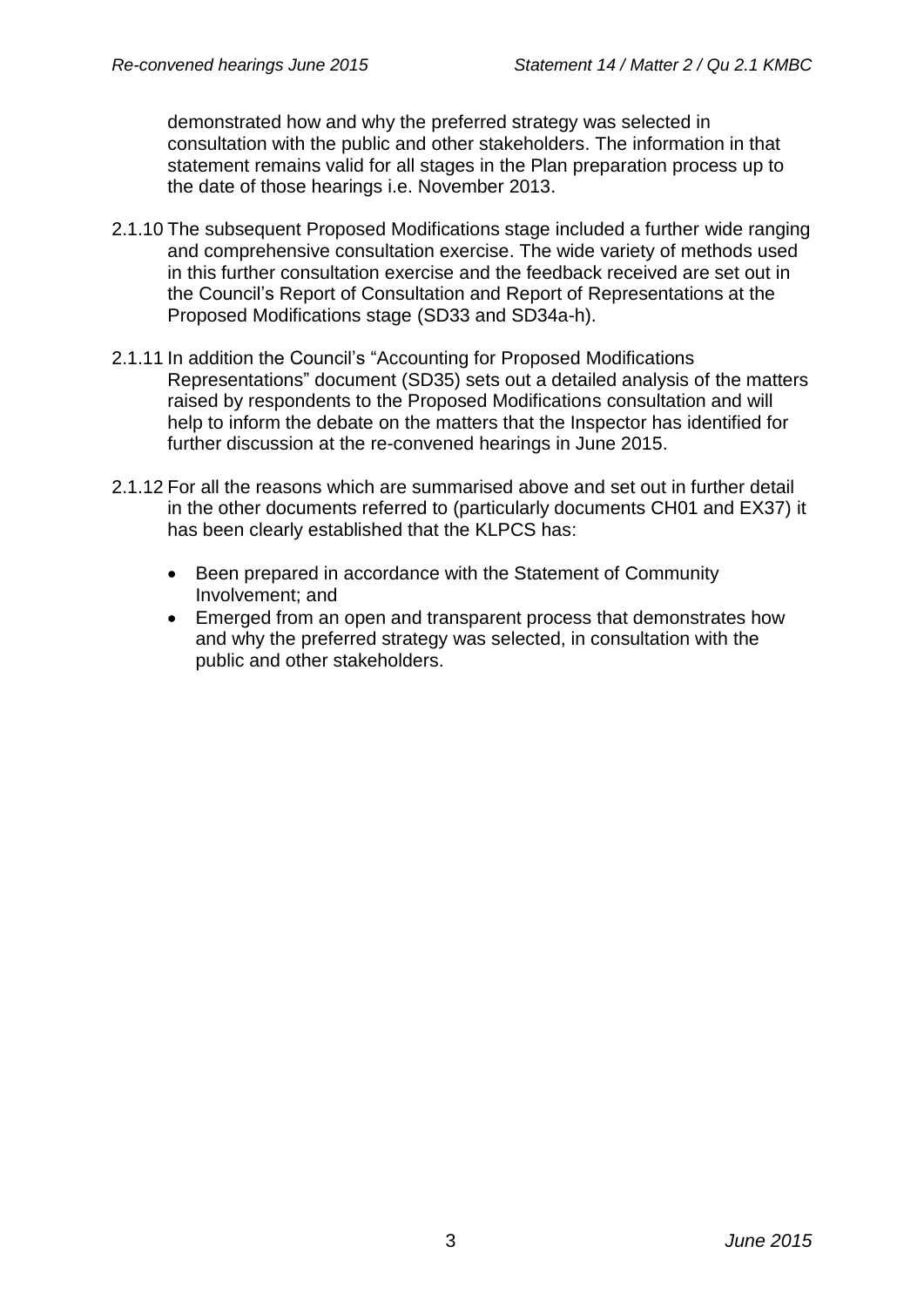demonstrated how and why the preferred strategy was selected in consultation with the public and other stakeholders. The information in that statement remains valid for all stages in the Plan preparation process up to the date of those hearings i.e. November 2013.

2.1.10 The subsequent Proposed Modifications stage included a further wide ranging and comprehensive consultation exercise. The wide variety of methods used in this further consultation exercise and the feedback received are set out in the Council's Report of Consultation and Report of Representations at the Proposed Modifications stage (SD33 and SD34a-h).

2.1.11 In addition the Council's "Accounting for Proposed Modifications Representations" document (SD35) sets out a detailed analysis of the matters raised by respondents to the Proposed Modifications consultation and will help to inform the debate on the matters that the Inspector has identified for further discussion at the re-convened hearings in June 2015.

2.1.12 For all the reasons which are summarised above and set out in further detail in the other documents referred to (particularly documents CH01 and EX37) it has been clearly established that the KLPCS has:

- Been prepared in accordance with the Statement of Community Involvement; and
- Emerged from an open and transparent process that demonstrates how and why the preferred strategy was selected, in consultation with the public and other stakeholders.